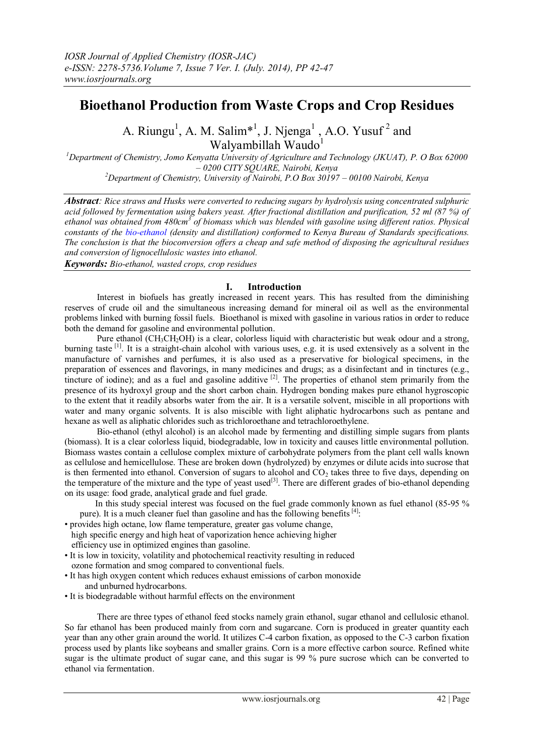# Bioethanol Production from Waste Crops and Crop Residues

A. Riungu[1], A. M. Salim*[1], J. Njenga[1] , A.O. Yusuf [2] and Walyambillah Waudo[1]

[1]Department of Chemistry, Jomo Kenyatta University of Agriculture and Technology (JKUAT), P. O Box 62000 – 0200 CITY SQUARE, Nairobi, Kenya

[2]Department of Chemistry, University of Nairobi, P.O Box 30197 – 00100 Nairobi, Kenya

***Abstract**: Rice straws and Husks were converted to reducing sugars by hydrolysis using concentrated sulphuric acid followed by fermentation using bakers yeast. After fractional distillation and purification, 52 ml (87 %) of ethanol was obtained from 480cm$^3$ of biomass which was blended with gasoline using different ratios. Physical constants of the bio-ethanol (density and distillation) conformed to Kenya Bureau of Standards specifications. The conclusion is that the bioconversion offers a cheap and safe method of disposing the agricultural residues and conversion of lignocellulosic wastes into ethanol.*

***Keywords:** Bio-ethanol, wasted crops, crop residues*

## I. Introduction

Interest in biofuels has greatly increased in recent years. This has resulted from the diminishing reserves of crude oil and the simultaneous increasing demand for mineral oil as well as the environmental problems linked with burning fossil fuels. Bioethanol is mixed with gasoline in various ratios in order to reduce both the demand for gasoline and environmental pollution.

Pure ethanol ($CH_3CH_2OH$) is a clear, colorless liquid with characteristic but weak odour and a strong, burning taste [1]. It is a straight-chain alcohol with various uses, e.g. it is used extensively as a solvent in the manufacture of varnishes and perfumes, it is also used as a preservative for biological specimens, in the preparation of essences and flavorings, in many medicines and drugs; as a disinfectant and in tinctures (e.g., tincture of iodine); and as a fuel and gasoline additive [2]. The properties of ethanol stem primarily from the presence of its hydroxyl group and the short carbon chain. Hydrogen bonding makes pure ethanol hygroscopic to the extent that it readily absorbs water from the air. It is a versatile solvent, miscible in all proportions with water and many organic solvents. It is also miscible with light aliphatic hydrocarbons such as pentane and hexane as well as aliphatic chlorides such as trichloroethane and tetrachloroethylene.

Bio-ethanol (ethyl alcohol) is an alcohol made by fermenting and distilling simple sugars from plants (biomass). It is a clear colorless liquid, biodegradable, low in toxicity and causes little environmental pollution. Biomass wastes contain a cellulose complex mixture of carbohydrate polymers from the plant cell walls known as cellulose and hemicellulose. These are broken down (hydrolyzed) by enzymes or dilute acids into sucrose that is then fermented into ethanol. Conversion of sugars to alcohol and $CO_2$ takes three to five days, depending on the temperature of the mixture and the type of yeast used[3]. There are different grades of bio-ethanol depending on its usage: food grade, analytical grade and fuel grade.

In this study special interest was focused on the fuel grade commonly known as fuel ethanol (85-95 % pure). It is a much cleaner fuel than gasoline and has the following benefits [4]:

- provides high octane, low flame temperature, greater gas volume change, high specific energy and high heat of vaporization hence achieving higher efficiency use in optimized engines than gasoline.
- It is low in toxicity, volatility and photochemical reactivity resulting in reduced ozone formation and smog compared to conventional fuels.
- It has high oxygen content which reduces exhaust emissions of carbon monoxide and unburned hydrocarbons.
- It is biodegradable without harmful effects on the environment

There are three types of ethanol feed stocks namely grain ethanol, sugar ethanol and cellulosic ethanol. So far ethanol has been produced mainly from corn and sugarcane. Corn is produced in greater quantity each year than any other grain around the world. It utilizes C-4 carbon fixation, as opposed to the C-3 carbon fixation process used by plants like soybeans and smaller grains. Corn is a more effective carbon source. Refined white sugar is the ultimate product of sugar cane, and this sugar is 99 % pure sucrose which can be converted to ethanol via fermentation.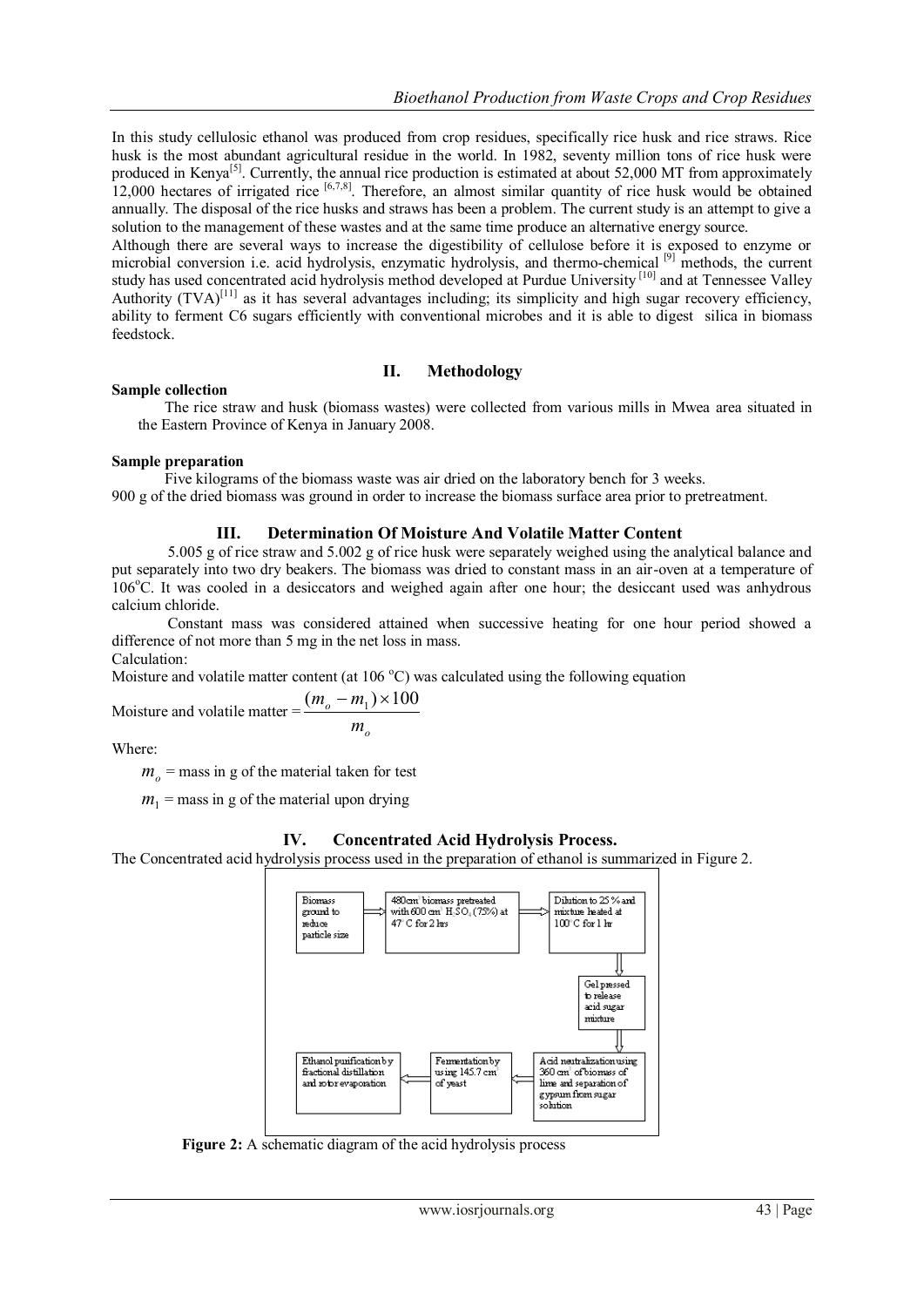In this study cellulosic ethanol was produced from crop residues, specifically rice husk and rice straws. Rice husk is the most abundant agricultural residue in the world. In 1982, seventy million tons of rice husk were produced in Kenya[5]. Currently, the annual rice production is estimated at about 52,000 MT from approximately 12,000 hectares of irrigated rice [6,7,8]. Therefore, an almost similar quantity of rice husk would be obtained annually. The disposal of the rice husks and straws has been a problem. The current study is an attempt to give a solution to the management of these wastes and at the same time produce an alternative energy source.

Although there are several ways to increase the digestibility of cellulose before it is exposed to enzyme or microbial conversion i.e. acid hydrolysis, enzymatic hydrolysis, and thermo-chemical [9] methods, the current study has used concentrated acid hydrolysis method developed at Purdue University [10] and at Tennessee Valley Authority (TVA)[11] as it has several advantages including; its simplicity and high sugar recovery efficiency, ability to ferment C6 sugars efficiently with conventional microbes and it is able to digest silica in biomass feedstock.

## II. Methodology

**Sample collection**

The rice straw and husk (biomass wastes) were collected from various mills in Mwea area situated in the Eastern Province of Kenya in January 2008.

**Sample preparation**

Five kilograms of the biomass waste was air dried on the laboratory bench for 3 weeks.
900 g of the dried biomass was ground in order to increase the biomass surface area prior to pretreatment.

## III. Determination Of Moisture And Volatile Matter Content

5.005 g of rice straw and 5.002 g of rice husk were separately weighed using the analytical balance and put separately into two dry beakers. The biomass was dried to constant mass in an air-oven at a temperature of 106°C. It was cooled in a desiccators and weighed again after one hour; the desiccant used was anhydrous calcium chloride.

Constant mass was considered attained when successive heating for one hour period showed a difference of not more than 5 mg in the net loss in mass.

Calculation:

Moisture and volatile matter content (at 106 °C) was calculated using the following equation

$$\text{Moisture and volatile matter} = \frac{(m_o - m_1) \times 100}{m_o}$$

Where:

$m_o$ = mass in g of the material taken for test

$m_1$ = mass in g of the material upon drying

## IV. Concentrated Acid Hydrolysis Process.

The Concentrated acid hydrolysis process used in the preparation of ethanol is summarized in Figure 2.

Biomass ground to reduce particle size → 480cm³ biomass pretreated with 600 cm³ $H_2SO_4$ (75%) at 47°C for 2 hrs → Dilution to 25 % and mixture heated at 100°C for 1 hr → Gel pressed to release acid sugar mixture → Acid neutralization using 360 cm³ of biomass of lime and separation of gypsum from sugar solution → Fermentation by using 145.7 cm³ of yeast → Ethanol purification by fractional distillation and rotor evaporation

**Figure 2:** A schematic diagram of the acid hydrolysis process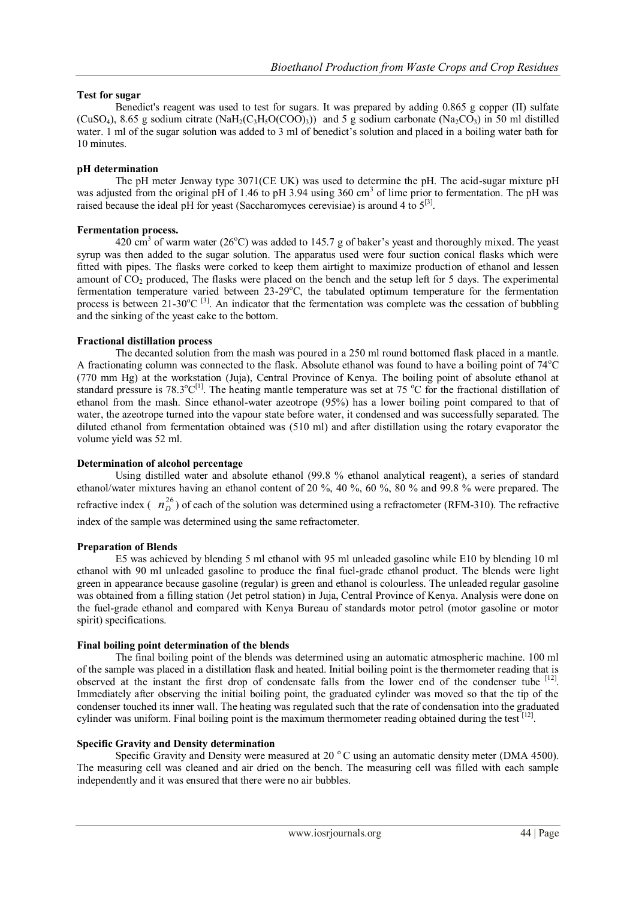**Test for sugar**

Benedict's reagent was used to test for sugars. It was prepared by adding 0.865 g copper (II) sulfate ($CuSO_4$), 8.65 g sodium citrate ($NaH_2(C_3H_5O(COO)_3)$) and 5 g sodium carbonate ($Na_2CO_3$) in 50 ml distilled water. 1 ml of the sugar solution was added to 3 ml of benedict's solution and placed in a boiling water bath for 10 minutes.

**pH determination**

The pH meter Jenway type 3071(CE UK) was used to determine the pH. The acid-sugar mixture pH was adjusted from the original pH of 1.46 to pH 3.94 using 360 $cm^3$ of lime prior to fermentation. The pH was raised because the ideal pH for yeast (Saccharomyces cerevisiae) is around 4 to 5[3].

**Fermentation process.**

420 $cm^3$ of warm water (26°C) was added to 145.7 g of baker's yeast and thoroughly mixed. The yeast syrup was then added to the sugar solution. The apparatus used were four suction conical flasks which were fitted with pipes. The flasks were corked to keep them airtight to maximize production of ethanol and lessen amount of $CO_2$ produced, The flasks were placed on the bench and the setup left for 5 days. The experimental fermentation temperature varied between 23-29°C, the tabulated optimum temperature for the fermentation process is between 21-30°C [3]. An indicator that the fermentation was complete was the cessation of bubbling and the sinking of the yeast cake to the bottom.

**Fractional distillation process**

The decanted solution from the mash was poured in a 250 ml round bottomed flask placed in a mantle. A fractionating column was connected to the flask. Absolute ethanol was found to have a boiling point of 74°C (770 mm Hg) at the workstation (Juja), Central Province of Kenya. The boiling point of absolute ethanol at standard pressure is 78.3°C[1]. The heating mantle temperature was set at 75 °C for the fractional distillation of ethanol from the mash. Since ethanol-water azeotrope (95%) has a lower boiling point compared to that of water, the azeotrope turned into the vapour state before water, it condensed and was successfully separated. The diluted ethanol from fermentation obtained was (510 ml) and after distillation using the rotary evaporator the volume yield was 52 ml.

**Determination of alcohol percentage**

Using distilled water and absolute ethanol (99.8 % ethanol analytical reagent), a series of standard ethanol/water mixtures having an ethanol content of 20 %, 40 %, 60 %, 80 % and 99.8 % were prepared. The refractive index ( $n_D^{26}$ ) of each of the solution was determined using a refractometer (RFM-310). The refractive index of the sample was determined using the same refractometer.

**Preparation of Blends**

E5 was achieved by blending 5 ml ethanol with 95 ml unleaded gasoline while E10 by blending 10 ml ethanol with 90 ml unleaded gasoline to produce the final fuel-grade ethanol product. The blends were light green in appearance because gasoline (regular) is green and ethanol is colourless. The unleaded regular gasoline was obtained from a filling station (Jet petrol station) in Juja, Central Province of Kenya. Analysis were done on the fuel-grade ethanol and compared with Kenya Bureau of standards motor petrol (motor gasoline or motor spirit) specifications.

**Final boiling point determination of the blends**

The final boiling point of the blends was determined using an automatic atmospheric machine. 100 ml of the sample was placed in a distillation flask and heated. Initial boiling point is the thermometer reading that is observed at the instant the first drop of condensate falls from the lower end of the condenser tube [12]. Immediately after observing the initial boiling point, the graduated cylinder was moved so that the tip of the condenser touched its inner wall. The heating was regulated such that the rate of condensation into the graduated cylinder was uniform. Final boiling point is the maximum thermometer reading obtained during the test [12].

**Specific Gravity and Density determination**

Specific Gravity and Density were measured at 20 ° C using an automatic density meter (DMA 4500). The measuring cell was cleaned and air dried on the bench. The measuring cell was filled with each sample independently and it was ensured that there were no air bubbles.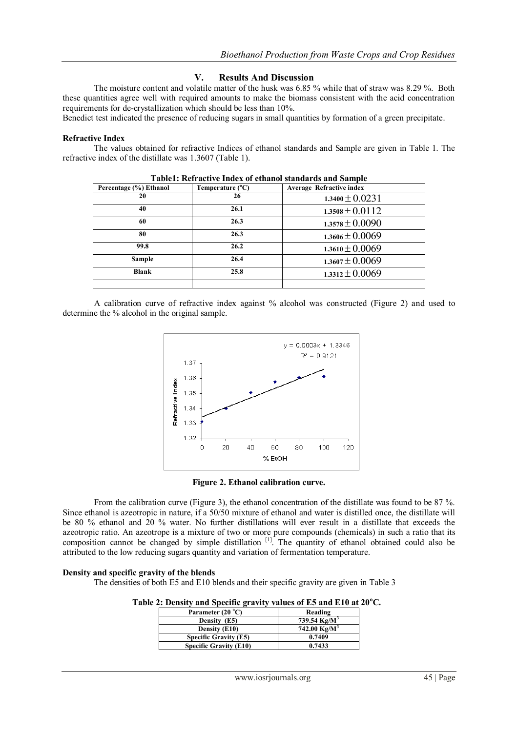## V. Results And Discussion

The moisture content and volatile matter of the husk was 6.85 % while that of straw was 8.29 %. Both these quantities agree well with required amounts to make the biomass consistent with the acid concentration requirements for de-crystallization which should be less than 10%.

Benedict test indicated the presence of reducing sugars in small quantities by formation of a green precipitate.

### Refractive Index

The values obtained for refractive Indices of ethanol standards and Sample are given in Table 1. The refractive index of the distillate was 1.3607 (Table 1).

**Table1: Refractive Index of ethanol standards and Sample**

| Percentage (%) Ethanol | Temperature (°C) | Average Refractive index |
|---|---|---|
| 20 | 26 | $1.3400 \pm 0.0231$ |
| 40 | 26.1 | $1.3508 \pm 0.0112$ |
| 60 | 26.3 | $1.3578 \pm 0.0090$ |
| 80 | 26.3 | $1.3606 \pm 0.0069$ |
| 99.8 | 26.2 | $1.3610 \pm 0.0069$ |
| Sample | 26.4 | $1.3607 \pm 0.0069$ |
| Blank | 25.8 | $1.3312 \pm 0.0069$ |
| | | |

A calibration curve of refractive index against % alcohol was constructed (Figure 2) and used to determine the % alcohol in the original sample.

**Figure 2. Ethanol calibration curve.**

From the calibration curve (Figure 3), the ethanol concentration of the distillate was found to be 87 %. Since ethanol is azeotropic in nature, if a 50/50 mixture of ethanol and water is distilled once, the distillate will be 80 % ethanol and 20 % water. No further distillations will ever result in a distillate that exceeds the azeotropic ratio. An azeotrope is a mixture of two or more pure compounds (chemicals) in such a ratio that its composition cannot be changed by simple distillation [1]. The quantity of ethanol obtained could also be attributed to the low reducing sugars quantity and variation of fermentation temperature.

### Density and specific gravity of the blends

The densities of both E5 and E10 blends and their specific gravity are given in Table 3

**Table 2: Density and Specific gravity values of E5 and E10 at 20°C.**

| Parameter (20 °C) | Reading |
|---|---|
| Density (E5) | 739.54 $Kg/M^3$ |
| Density (E10) | 742.00 $Kg/M^3$ |
| Specific Gravity (E5) | 0.7409 |
| Specific Gravity (E10) | 0.7433 |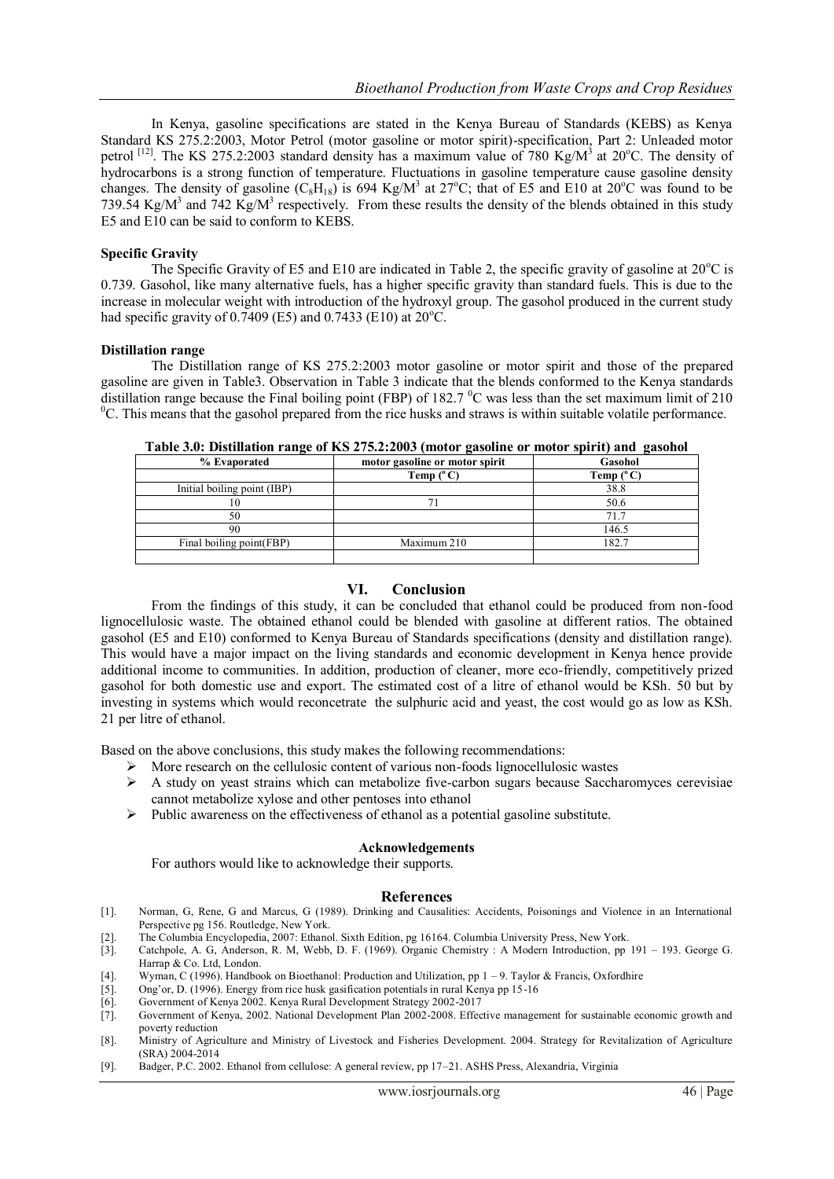In Kenya, gasoline specifications are stated in the Kenya Bureau of Standards (KEBS) as Kenya Standard KS 275.2:2003, Motor Petrol (motor gasoline or motor spirit)-specification, Part 2: Unleaded motor petrol [12]. The KS 275.2:2003 standard density has a maximum value of 780 Kg/M$^3$ at 20$^o$C. The density of hydrocarbons is a strong function of temperature. Fluctuations in gasoline temperature cause gasoline density changes. The density of gasoline ($C_8H_{18}$) is 694 Kg/M$^3$ at 27$^o$C; that of E5 and E10 at 20$^o$C was found to be 739.54 Kg/M$^3$ and 742 Kg/M$^3$ respectively. From these results the density of the blends obtained in this study E5 and E10 can be said to conform to KEBS.

**Specific Gravity**

The Specific Gravity of E5 and E10 are indicated in Table 2, the specific gravity of gasoline at 20$^o$C is 0.739. Gasohol, like many alternative fuels, has a higher specific gravity than standard fuels. This is due to the increase in molecular weight with introduction of the hydroxyl group. The gasohol produced in the current study had specific gravity of 0.7409 (E5) and 0.7433 (E10) at 20$^o$C.

**Distillation range**

The Distillation range of KS 275.2:2003 motor gasoline or motor spirit and those of the prepared gasoline are given in Table3. Observation in Table 3 indicate that the blends conformed to the Kenya standards distillation range because the Final boiling point (FBP) of 182.7 $^0$C was less than the set maximum limit of 210 $^0$C. This means that the gasohol prepared from the rice husks and straws is within suitable volatile performance.

**Table 3.0: Distillation range of KS 275.2:2003 (motor gasoline or motor spirit) and gasohol**

| % Evaporated | motor gasoline or motor spirit | Gasohol |
|---|---|---|
| | Temp ($^o$C) | Temp ($^o$C) |
| Initial boiling point (IBP) | | 38.8 |
| 10 | 71 | 50.6 |
| 50 | | 71.7 |
| 90 | | 146.5 |
| Final boiling point(FBP) | Maximum 210 | 182.7 |
| | | |

## VI. Conclusion

From the findings of this study, it can be concluded that ethanol could be produced from non-food lignocellulosic waste. The obtained ethanol could be blended with gasoline at different ratios. The obtained gasohol (E5 and E10) conformed to Kenya Bureau of Standards specifications (density and distillation range). This would have a major impact on the living standards and economic development in Kenya hence provide additional income to communities. In addition, production of cleaner, more eco-friendly, competitively prized gasohol for both domestic use and export. The estimated cost of a litre of ethanol would be KSh. 50 but by investing in systems which would reconcetrate the sulphuric acid and yeast, the cost would go as low as KSh. 21 per litre of ethanol.

Based on the above conclusions, this study makes the following recommendations:

- More research on the cellulosic content of various non-foods lignocellulosic wastes
- A study on yeast strains which can metabolize five-carbon sugars because Saccharomyces cerevisiae cannot metabolize xylose and other pentoses into ethanol
- Public awareness on the effectiveness of ethanol as a potential gasoline substitute.

### Acknowledgements

For authors would like to acknowledge their supports.

### References

[1]. Norman, G, Rene, G and Marcus, G (1989). Drinking and Causalities: Accidents, Poisonings and Violence in an International Perspective pg 156. Routledge, New York.
[2]. The Columbia Encyclopedia, 2007: Ethanol. Sixth Edition, pg 16164. Columbia University Press, New York.
[3]. Catchpole, A. G, Anderson, R. M, Webb, D. F. (1969). Organic Chemistry : A Modern Introduction, pp 191 – 193. George G. Harrap & Co. Ltd, London.
[4]. Wyman, C (1996). Handbook on Bioethanol: Production and Utilization, pp 1 – 9. Taylor & Francis, Oxfordhire
[5]. Ong'or, D. (1996). Energy from rice husk gasification potentials in rural Kenya pp 15-16
[6]. Government of Kenya 2002. Kenya Rural Development Strategy 2002-2017
[7]. Government of Kenya, 2002. National Development Plan 2002-2008. Effective management for sustainable economic growth and poverty reduction
[8]. Ministry of Agriculture and Ministry of Livestock and Fisheries Development. 2004. Strategy for Revitalization of Agriculture (SRA) 2004-2014
[9]. Badger, P.C. 2002. Ethanol from cellulose: A general review, pp 17–21. ASHS Press, Alexandria, Virginia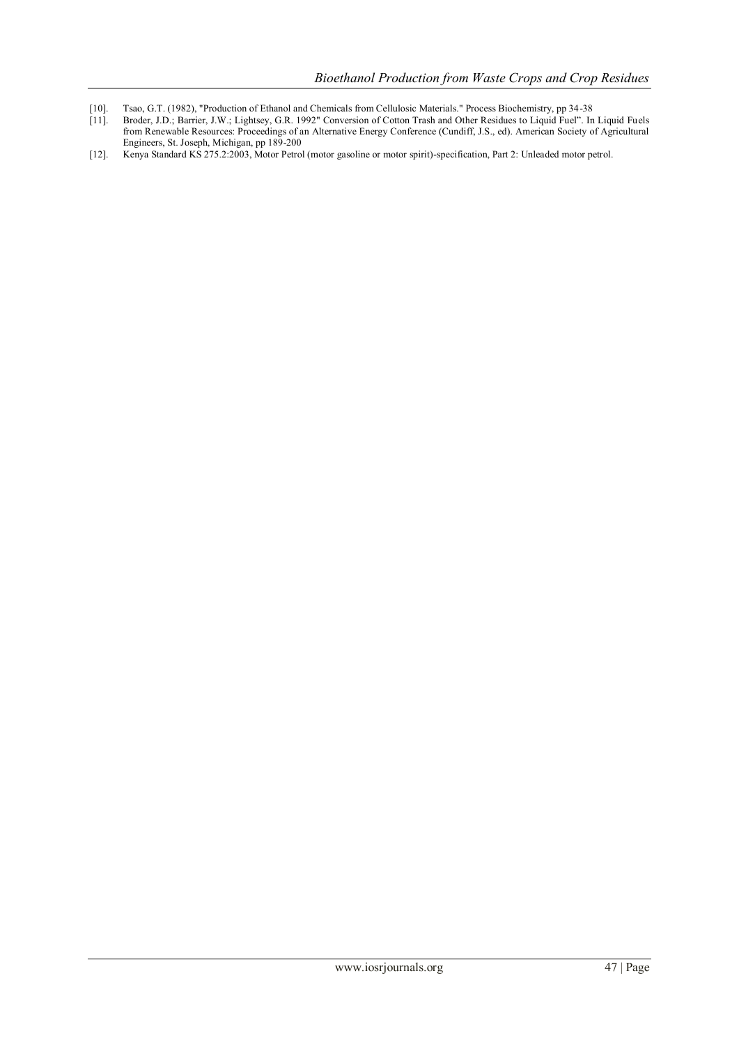[10]. Tsao, G.T. (1982), "Production of Ethanol and Chemicals from Cellulosic Materials." Process Biochemistry, pp 34-38

[11]. Broder, J.D.; Barrier, J.W.; Lightsey, G.R. 1992" Conversion of Cotton Trash and Other Residues to Liquid Fuel". In Liquid Fuels from Renewable Resources: Proceedings of an Alternative Energy Conference (Cundiff, J.S., ed). American Society of Agricultural Engineers, St. Joseph, Michigan, pp 189-200

[12]. Kenya Standard KS 275.2:2003, Motor Petrol (motor gasoline or motor spirit)-specification, Part 2: Unleaded motor petrol.